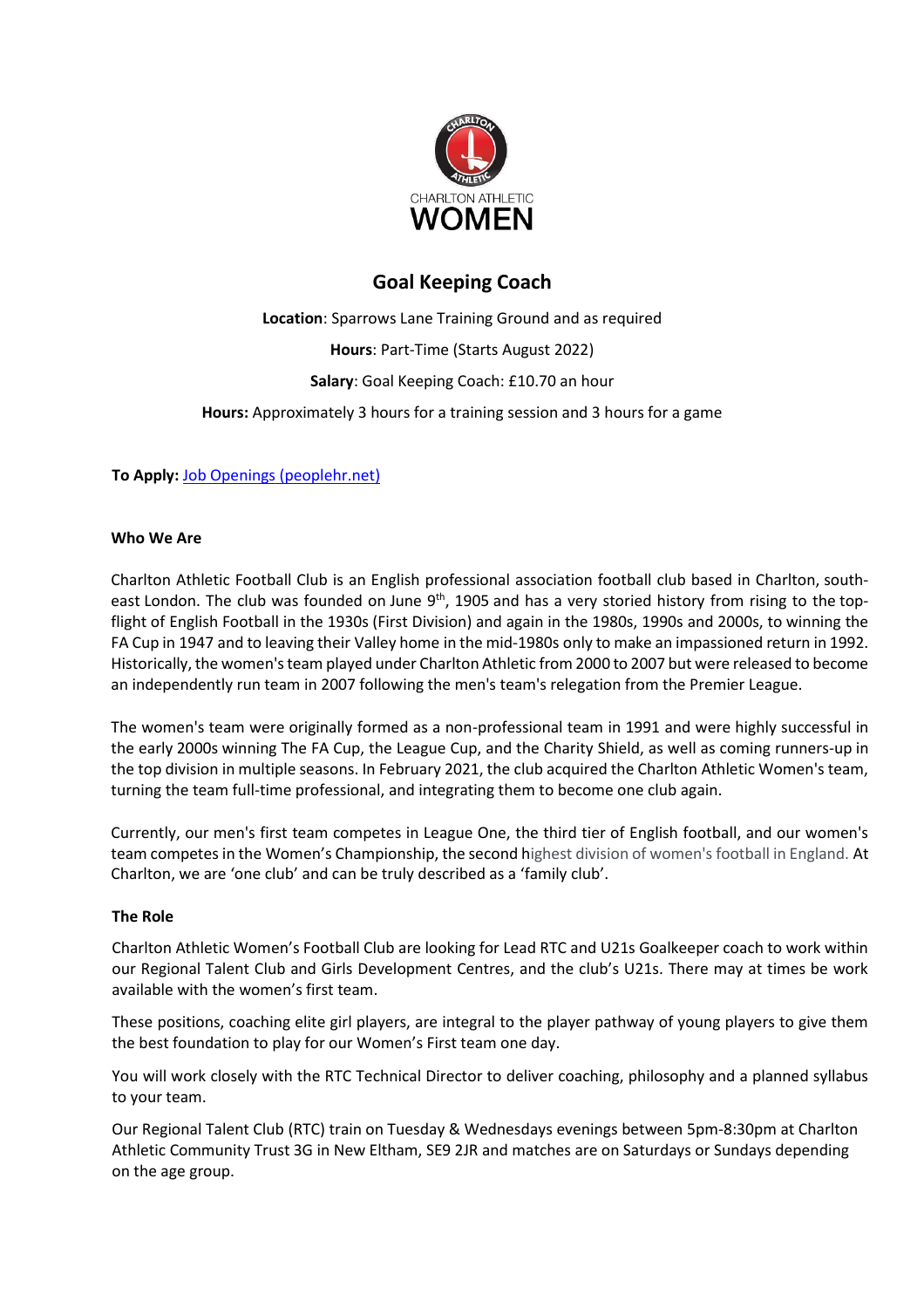CHARLTON ATHLETIC
WOMEN

# Goal Keeping Coach

**Location**: Sparrows Lane Training Ground and as required

**Hours**: Part-Time (Starts August 2022)

**Salary**: Goal Keeping Coach: £10.70 an hour

**Hours:** Approximately 3 hours for a training session and 3 hours for a game

**To Apply:** [Job Openings (peoplehr.net)]()

### Who We Are

Charlton Athletic Football Club is an English professional association football club based in Charlton, south-east London. The club was founded on June 9th, 1905 and has a very storied history from rising to the top-flight of English Football in the 1930s (First Division) and again in the 1980s, 1990s and 2000s, to winning the FA Cup in 1947 and to leaving their Valley home in the mid-1980s only to make an impassioned return in 1992. Historically, the women's team played under Charlton Athletic from 2000 to 2007 but were released to become an independently run team in 2007 following the men's team's relegation from the Premier League.

The women's team were originally formed as a non-professional team in 1991 and were highly successful in the early 2000s winning The FA Cup, the League Cup, and the Charity Shield, as well as coming runners-up in the top division in multiple seasons. In February 2021, the club acquired the Charlton Athletic Women's team, turning the team full-time professional, and integrating them to become one club again.

Currently, our men's first team competes in League One, the third tier of English football, and our women's team competes in the Women's Championship, the second highest division of women's football in England. At Charlton, we are 'one club' and can be truly described as a 'family club'.

### The Role

Charlton Athletic Women's Football Club are looking for Lead RTC and U21s Goalkeeper coach to work within our Regional Talent Club and Girls Development Centres, and the club's U21s. There may at times be work available with the women's first team.

These positions, coaching elite girl players, are integral to the player pathway of young players to give them the best foundation to play for our Women's First team one day.

You will work closely with the RTC Technical Director to deliver coaching, philosophy and a planned syllabus to your team.

Our Regional Talent Club (RTC) train on Tuesday & Wednesdays evenings between 5pm-8:30pm at Charlton Athletic Community Trust 3G in New Eltham, SE9 2JR and matches are on Saturdays or Sundays depending on the age group.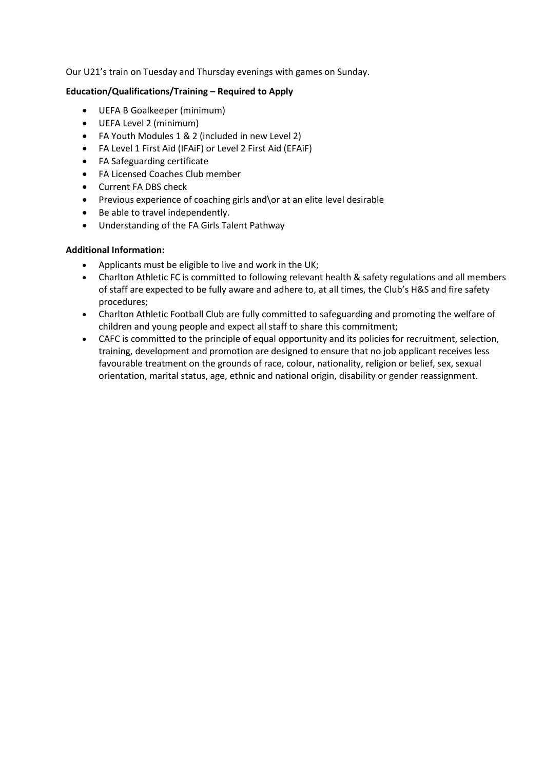Our U21's train on Tuesday and Thursday evenings with games on Sunday.

**Education/Qualifications/Training – Required to Apply**

- UEFA B Goalkeeper (minimum)
- UEFA Level 2 (minimum)
- FA Youth Modules 1 & 2 (included in new Level 2)
- FA Level 1 First Aid (IFAiF) or Level 2 First Aid (EFAiF)
- FA Safeguarding certificate
- FA Licensed Coaches Club member
- Current FA DBS check
- Previous experience of coaching girls and\or at an elite level desirable
- Be able to travel independently.
- Understanding of the FA Girls Talent Pathway

**Additional Information:**

- Applicants must be eligible to live and work in the UK;
- Charlton Athletic FC is committed to following relevant health & safety regulations and all members of staff are expected to be fully aware and adhere to, at all times, the Club's H&S and fire safety procedures;
- Charlton Athletic Football Club are fully committed to safeguarding and promoting the welfare of children and young people and expect all staff to share this commitment;
- CAFC is committed to the principle of equal opportunity and its policies for recruitment, selection, training, development and promotion are designed to ensure that no job applicant receives less favourable treatment on the grounds of race, colour, nationality, religion or belief, sex, sexual orientation, marital status, age, ethnic and national origin, disability or gender reassignment.